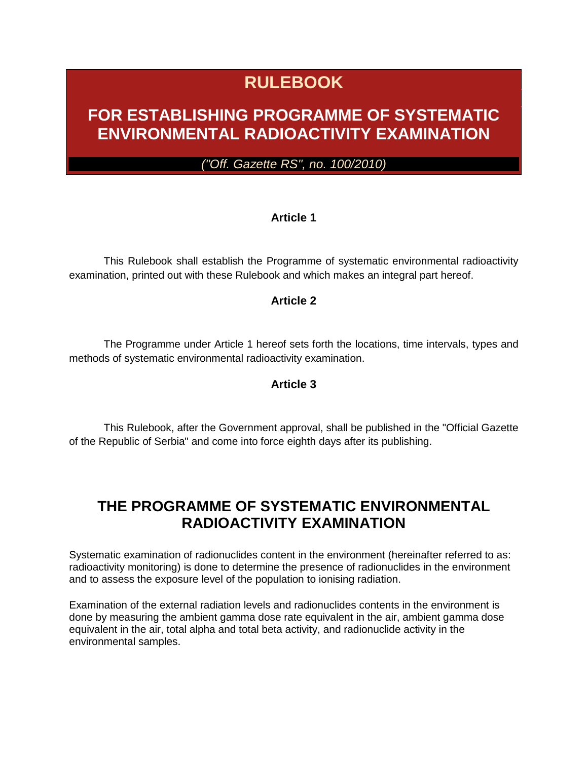# RULEBOOK

# FOR ESTABLISHING PROGRAMME OF SYSTEMATIC ENVIRONMENTAL RADIOACTIVITY EXAMINATION

*("Off. Gazette RS", no. 100/2010)*

### Article 1

This Rulebook shall establish the Programme of systematic environmental radioactivity examination, printed out with these Rulebook and which makes an integral part hereof.

### Article 2

The Programme under Article 1 hereof sets forth the locations, time intervals, types and methods of systematic environmental radioactivity examination.

### Article 3

This Rulebook, after the Government approval, shall be published in the "Official Gazette of the Republic of Serbia" and come into force eighth days after its publishing.

## THE PROGRAMME OF SYSTEMATIC ENVIRONMENTAL RADIOACTIVITY EXAMINATION

Systematic examination of radionuclides content in the environment (hereinafter referred to as: radioactivity monitoring) is done to determine the presence of radionuclides in the environment and to assess the exposure level of the population to ionising radiation.

Examination of the external radiation levels and radionuclides contents in the environment is done by measuring the ambient gamma dose rate equivalent in the air, ambient gamma dose equivalent in the air, total alpha and total beta activity, and radionuclide activity in the environmental samples.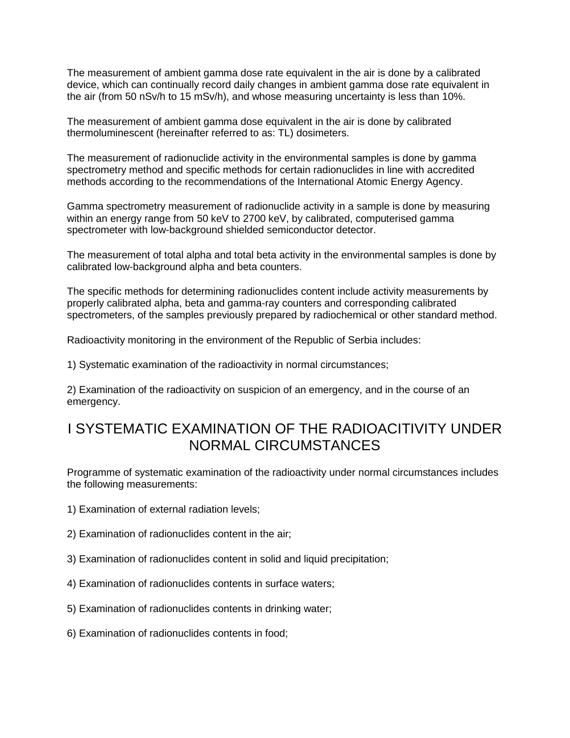The measurement of ambient gamma dose rate equivalent in the air is done by a calibrated device, which can continually record daily changes in ambient gamma dose rate equivalent in the air (from 50 nSv/h to 15 mSv/h), and whose measuring uncertainty is less than 10%.

The measurement of ambient gamma dose equivalent in the air is done by calibrated thermoluminescent (hereinafter referred to as: TL) dosimeters.

The measurement of radionuclide activity in the environmental samples is done by gamma spectrometry method and specific methods for certain radionuclides in line with accredited methods according to the recommendations of the International Atomic Energy Agency.

Gamma spectrometry measurement of radionuclide activity in a sample is done by measuring within an energy range from 50 keV to 2700 keV, by calibrated, computerised gamma spectrometer with low-background shielded semiconductor detector.

The measurement of total alpha and total beta activity in the environmental samples is done by calibrated low-background alpha and beta counters.

The specific methods for determining radionuclides content include activity measurements by properly calibrated alpha, beta and gamma-ray counters and corresponding calibrated spectrometers, of the samples previously prepared by radiochemical or other standard method.

Radioactivity monitoring in the environment of the Republic of Serbia includes:

1) Systematic examination of the radioactivity in normal circumstances;

2) Examination of the radioactivity on suspicion of an emergency, and in the course of an emergency.

## I SYSTEMATIC EXAMINATION OF THE RADIOACITIVITY UNDER NORMAL CIRCUMSTANCES

Programme of systematic examination of the radioactivity under normal circumstances includes the following measurements:

1) Examination of external radiation levels;

2) Examination of radionuclides content in the air;

3) Examination of radionuclides content in solid and liquid precipitation;

4) Examination of radionuclides contents in surface waters;

5) Examination of radionuclides contents in drinking water;

6) Examination of radionuclides contents in food;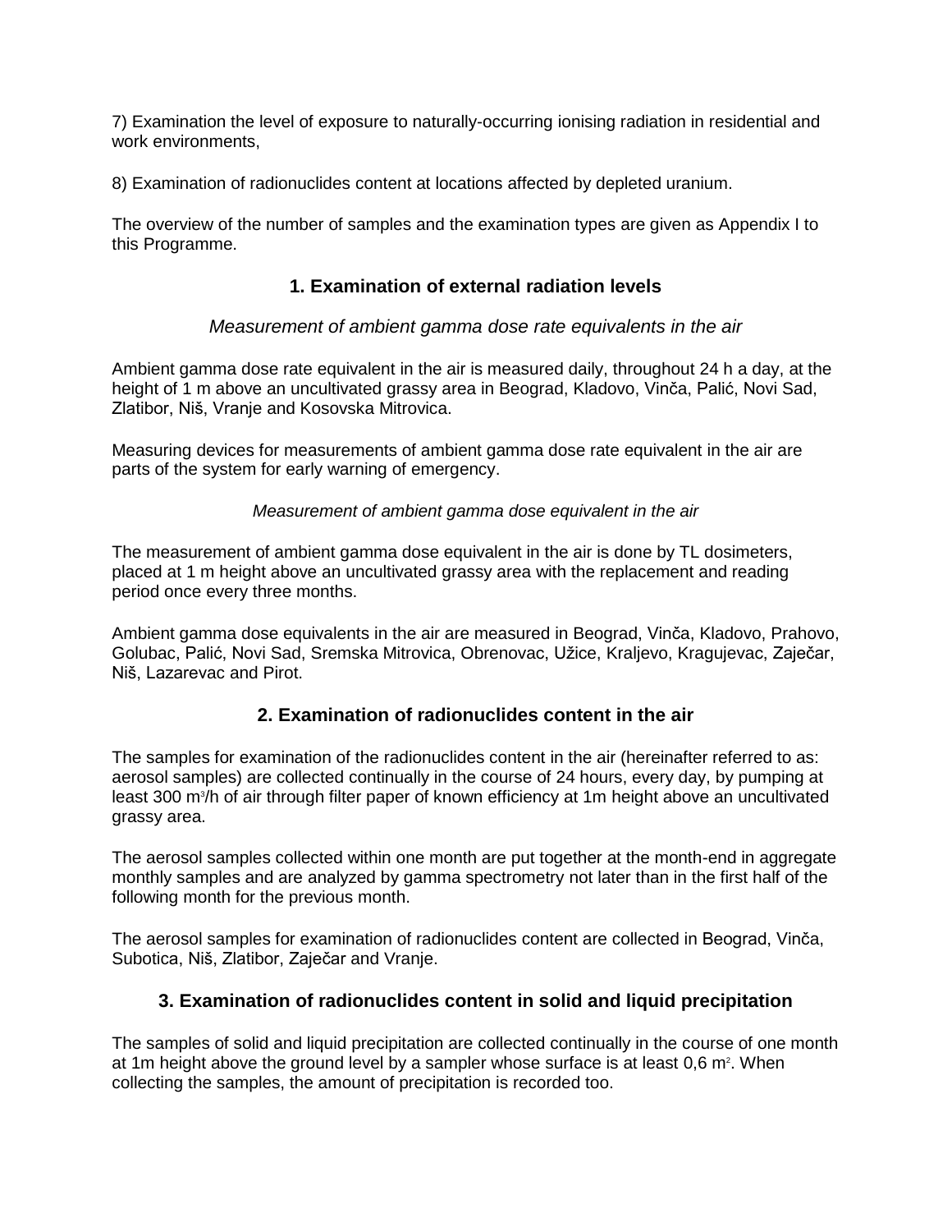7) Examination the level of exposure to naturally-occurring ionising radiation in residential and work environments,

8) Examination of radionuclides content at locations affected by depleted uranium.

The overview of the number of samples and the examination types are given as Appendix I to this Programme.

## 1. Examination of external radiation levels

*Measurement of ambient gamma dose rate equivalents in the air*

Ambient gamma dose rate equivalent in the air is measured daily, throughout 24 h a day, at the height of 1 m above an uncultivated grassy area in Beograd, Kladovo, Vinča, Palić, Novi Sad, Zlatibor, Niš, Vranje and Kosovska Mitrovica.

Measuring devices for measurements of ambient gamma dose rate equivalent in the air are parts of the system for early warning of emergency.

*Measurement of ambient gamma dose equivalent in the air*

The measurement of ambient gamma dose equivalent in the air is done by TL dosimeters, placed at 1 m height above an uncultivated grassy area with the replacement and reading period once every three months.

Ambient gamma dose equivalents in the air are measured in Beograd, Vinča, Kladovo, Prahovo, Golubac, Palić, Novi Sad, Sremska Mitrovica, Obrenovac, Užice, Kraljevo, Kragujevac, Zaječar, Niš, Lazarevac and Pirot.

## 2. Examination of radionuclides content in the air

The samples for examination of the radionuclides content in the air (hereinafter referred to as: aerosol samples) are collected continually in the course of 24 hours, every day, by pumping at least 300 $m^3$/h of air through filter paper of known efficiency at 1m height above an uncultivated grassy area.

The aerosol samples collected within one month are put together at the month-end in aggregate monthly samples and are analyzed by gamma spectrometry not later than in the first half of the following month for the previous month.

The aerosol samples for examination of radionuclides content are collected in Beograd, Vinča, Subotica, Niš, Zlatibor, Zaječar and Vranje.

## 3. Examination of radionuclides content in solid and liquid precipitation

The samples of solid and liquid precipitation are collected continually in the course of one month at 1m height above the ground level by a sampler whose surface is at least 0,6 $m^2$. When collecting the samples, the amount of precipitation is recorded too.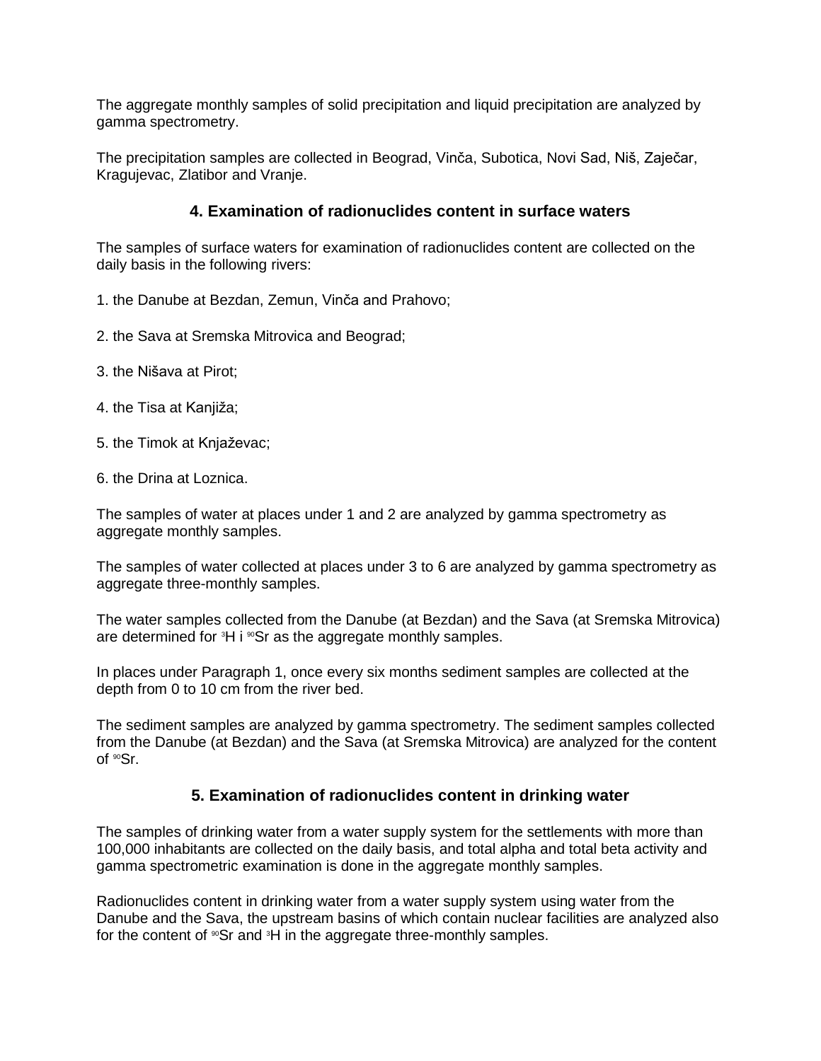The aggregate monthly samples of solid precipitation and liquid precipitation are analyzed by gamma spectrometry.

The precipitation samples are collected in Beograd, Vinča, Subotica, Novi Sad, Niš, Zaječar, Kragujevac, Zlatibor and Vranje.

## 4. Examination of radionuclides content in surface waters

The samples of surface waters for examination of radionuclides content are collected on the daily basis in the following rivers:

1. the Danube at Bezdan, Zemun, Vinča and Prahovo;

2. the Sava at Sremska Mitrovica and Beograd;

3. the Nišava at Pirot;

4. the Tisa at Kanjiža;

5. the Timok at Knjaževac;

6. the Drina at Loznica.

The samples of water at places under 1 and 2 are analyzed by gamma spectrometry as aggregate monthly samples.

The samples of water collected at places under 3 to 6 are analyzed by gamma spectrometry as aggregate three-monthly samples.

The water samples collected from the Danube (at Bezdan) and the Sava (at Sremska Mitrovica) are determined for $^{3}H$ i $^{90}Sr$ as the aggregate monthly samples.

In places under Paragraph 1, once every six months sediment samples are collected at the depth from 0 to 10 cm from the river bed.

The sediment samples are analyzed by gamma spectrometry. The sediment samples collected from the Danube (at Bezdan) and the Sava (at Sremska Mitrovica) are analyzed for the content of $^{90}Sr$.

## 5. Examination of radionuclides content in drinking water

The samples of drinking water from a water supply system for the settlements with more than 100,000 inhabitants are collected on the daily basis, and total alpha and total beta activity and gamma spectrometric examination is done in the aggregate monthly samples.

Radionuclides content in drinking water from a water supply system using water from the Danube and the Sava, the upstream basins of which contain nuclear facilities are analyzed also for the content of $^{90}Sr$ and $^{3}H$ in the aggregate three-monthly samples.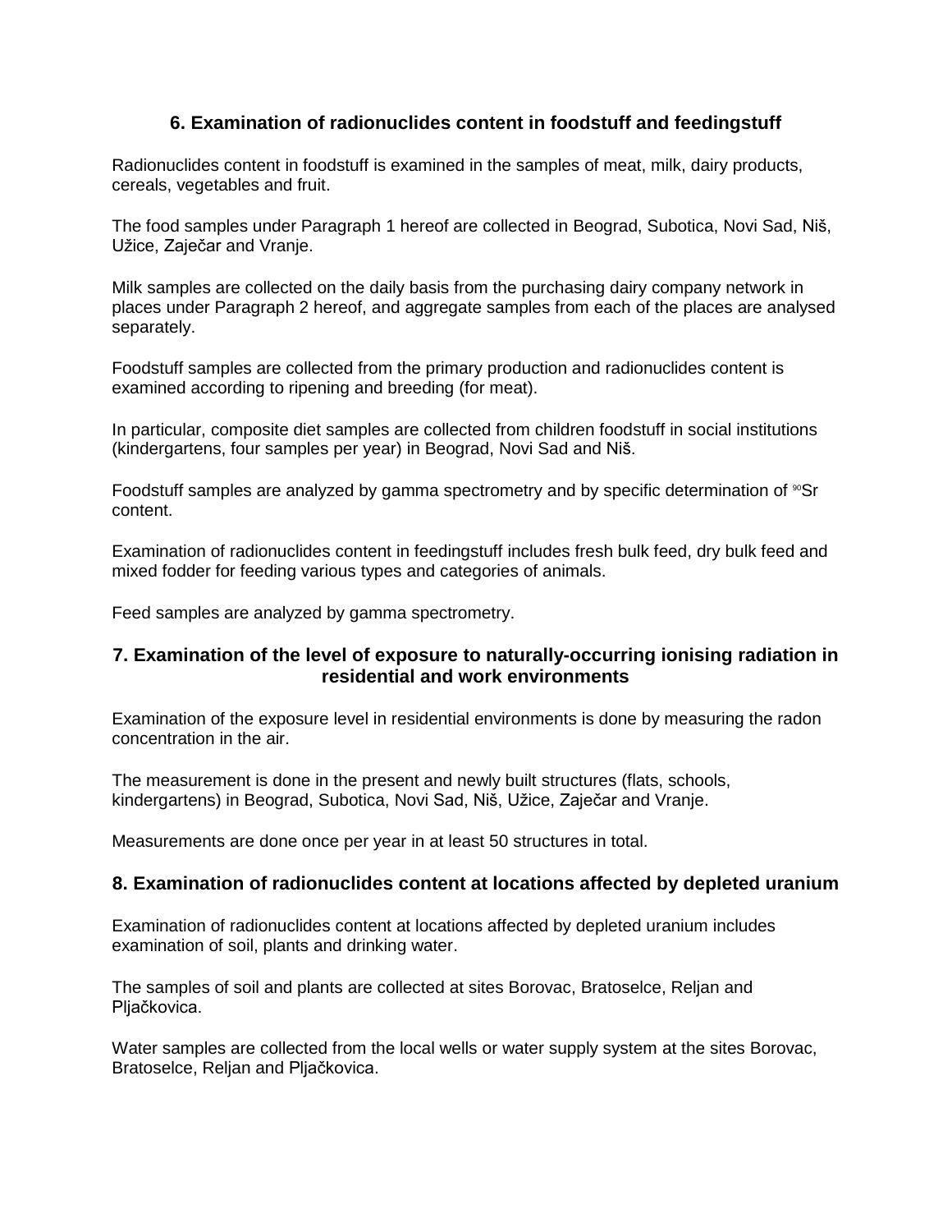## 6. Examination of radionuclides content in foodstuff and feedingstuff

Radionuclides content in foodstuff is examined in the samples of meat, milk, dairy products, cereals, vegetables and fruit.

The food samples under Paragraph 1 hereof are collected in Beograd, Subotica, Novi Sad, Niš, Užice, Zaječar and Vranje.

Milk samples are collected on the daily basis from the purchasing dairy company network in places under Paragraph 2 hereof, and aggregate samples from each of the places are analysed separately.

Foodstuff samples are collected from the primary production and radionuclides content is examined according to ripening and breeding (for meat).

In particular, composite diet samples are collected from children foodstuff in social institutions (kindergartens, four samples per year) in Beograd, Novi Sad and Niš.

Foodstuff samples are analyzed by gamma spectrometry and by specific determination of $^{90}Sr$ content.

Examination of radionuclides content in feedingstuff includes fresh bulk feed, dry bulk feed and mixed fodder for feeding various types and categories of animals.

Feed samples are analyzed by gamma spectrometry.

## 7. Examination of the level of exposure to naturally-occurring ionising radiation in residential and work environments

Examination of the exposure level in residential environments is done by measuring the radon concentration in the air.

The measurement is done in the present and newly built structures (flats, schools, kindergartens) in Beograd, Subotica, Novi Sad, Niš, Užice, Zaječar and Vranje.

Measurements are done once per year in at least 50 structures in total.

## 8. Examination of radionuclides content at locations affected by depleted uranium

Examination of radionuclides content at locations affected by depleted uranium includes examination of soil, plants and drinking water.

The samples of soil and plants are collected at sites Borovac, Bratoselce, Reljan and Pljačkovica.

Water samples are collected from the local wells or water supply system at the sites Borovac, Bratoselce, Reljan and Pljačkovica.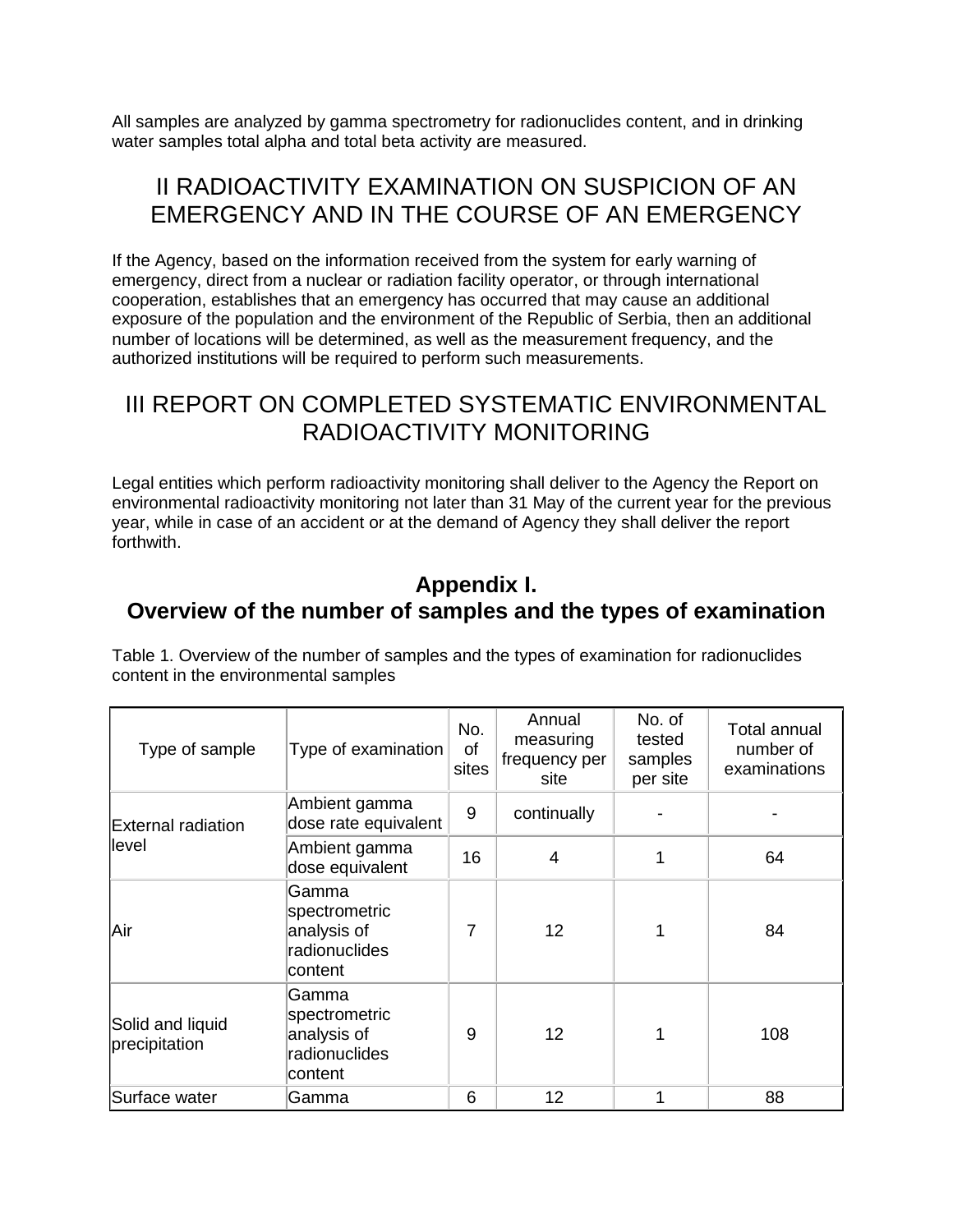All samples are analyzed by gamma spectrometry for radionuclides content, and in drinking water samples total alpha and total beta activity are measured.

## II RADIOACTIVITY EXAMINATION ON SUSPICION OF AN EMERGENCY AND IN THE COURSE OF AN EMERGENCY

If the Agency, based on the information received from the system for early warning of emergency, direct from a nuclear or radiation facility operator, or through international cooperation, establishes that an emergency has occurred that may cause an additional exposure of the population and the environment of the Republic of Serbia, then an additional number of locations will be determined, as well as the measurement frequency, and the authorized institutions will be required to perform such measurements.

## III REPORT ON COMPLETED SYSTEMATIC ENVIRONMENTAL RADIOACTIVITY MONITORING

Legal entities which perform radioactivity monitoring shall deliver to the Agency the Report on environmental radioactivity monitoring not later than 31 May of the current year for the previous year, while in case of an accident or at the demand of Agency they shall deliver the report forthwith.

## Appendix I.
## Overview of the number of samples and the types of examination

Table 1. Overview of the number of samples and the types of examination for radionuclides content in the environmental samples

| Type of sample | Type of examination | No. of sites | Annual measuring frequency per site | No. of tested samples per site | Total annual number of examinations |
|---|---|---|---|---|---|
| External radiation level | Ambient gamma dose rate equivalent | 9 | continually | - | - |
| | Ambient gamma dose equivalent | 16 | 4 | 1 | 64 |
| Air | Gamma spectrometric analysis of radionuclides content | 7 | 12 | 1 | 84 |
| Solid and liquid precipitation | Gamma spectrometric analysis of radionuclides content | 9 | 12 | 1 | 108 |
| Surface water | Gamma | 6 | 12 | 1 | 88 |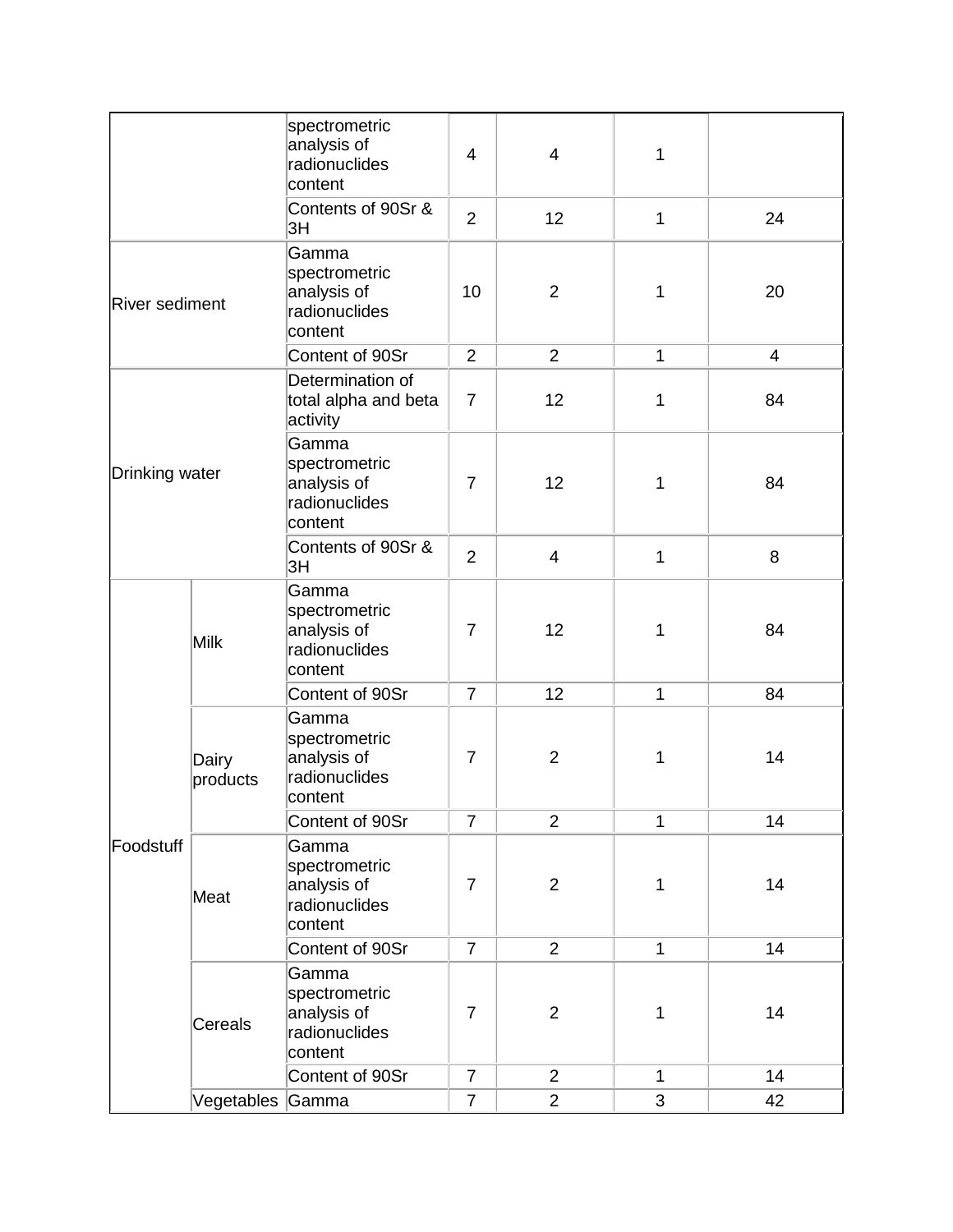| | | | | | | |
|---|---|---|---|---|---|---|
| | | spectrometric analysis of radionuclides content | 4 | 4 | 1 | |
| | | Contents of 90Sr & 3H | 2 | 12 | 1 | 24 |
| River sediment | | Gamma spectrometric analysis of radionuclides content | 10 | 2 | 1 | 20 |
| | | Content of 90Sr | 2 | 2 | 1 | 4 |
| Drinking water | | Determination of total alpha and beta activity | 7 | 12 | 1 | 84 |
| | | Gamma spectrometric analysis of radionuclides content | 7 | 12 | 1 | 84 |
| | | Contents of 90Sr & 3H | 2 | 4 | 1 | 8 |
| Foodstuff | Milk | Gamma spectrometric analysis of radionuclides content | 7 | 12 | 1 | 84 |
| | | Content of 90Sr | 7 | 12 | 1 | 84 |
| | Dairy products | Gamma spectrometric analysis of radionuclides content | 7 | 2 | 1 | 14 |
| | | Content of 90Sr | 7 | 2 | 1 | 14 |
| | Meat | Gamma spectrometric analysis of radionuclides content | 7 | 2 | 1 | 14 |
| | | Content of 90Sr | 7 | 2 | 1 | 14 |
| | Cereals | Gamma spectrometric analysis of radionuclides content | 7 | 2 | 1 | 14 |
| | | Content of 90Sr | 7 | 2 | 1 | 14 |
| | Vegetables | Gamma | 7 | 2 | 3 | 42 |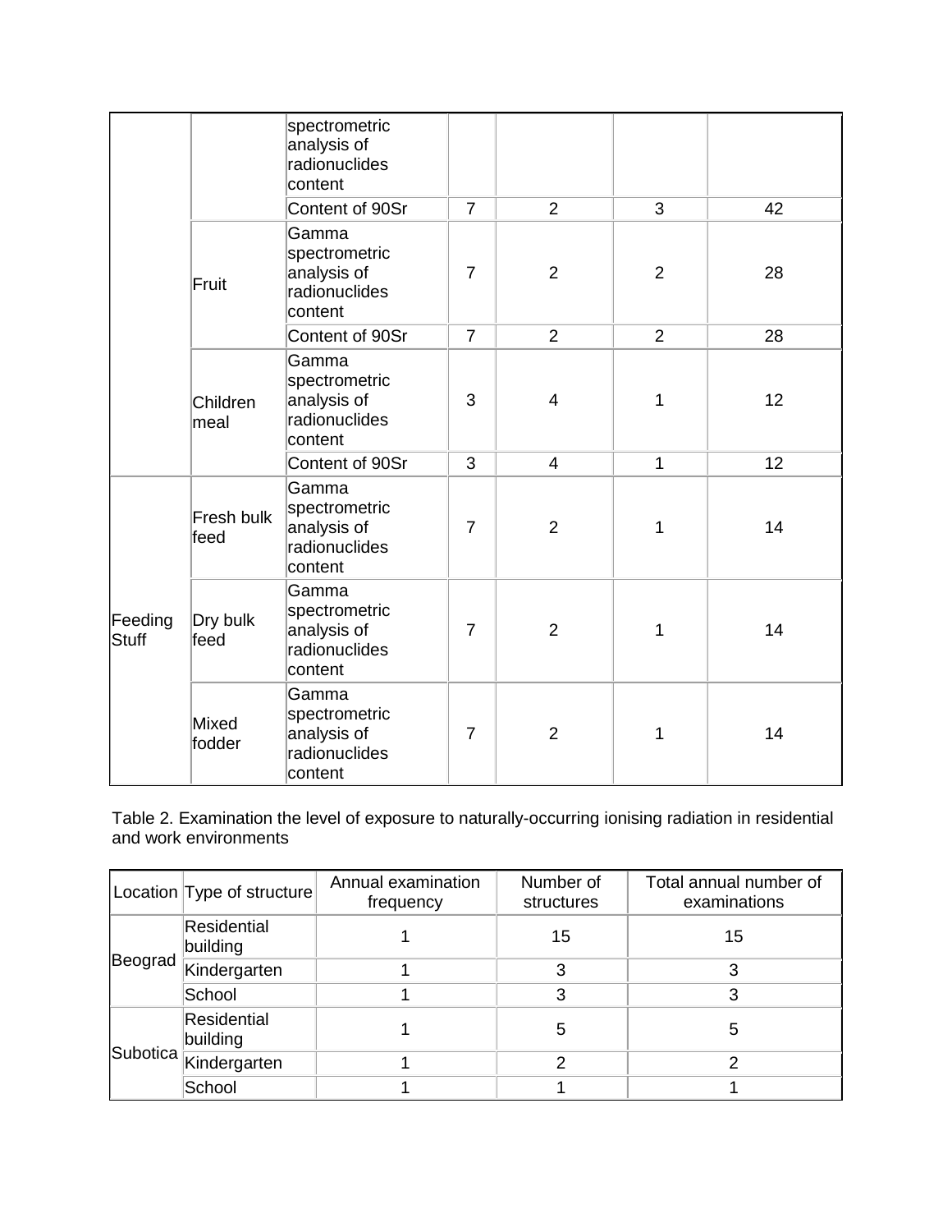| | | spectrometric analysis of radionuclides content | | | | |
|---|---|---|---|---|---|---|
| | | Content of 90Sr | 7 | 2 | 3 | 42 |
| | Fruit | Gamma spectrometric analysis of radionuclides content | 7 | 2 | 2 | 28 |
| | | Content of 90Sr | 7 | 2 | 2 | 28 |
| | Children meal | Gamma spectrometric analysis of radionuclides content | 3 | 4 | 1 | 12 |
| | | Content of 90Sr | 3 | 4 | 1 | 12 |
| Feeding Stuff | Fresh bulk feed | Gamma spectrometric analysis of radionuclides content | 7 | 2 | 1 | 14 |
| | Dry bulk feed | Gamma spectrometric analysis of radionuclides content | 7 | 2 | 1 | 14 |
| | Mixed fodder | Gamma spectrometric analysis of radionuclides content | 7 | 2 | 1 | 14 |

Table 2. Examination the level of exposure to naturally-occurring ionising radiation in residential and work environments

| Location | Type of structure | Annual examination frequency | Number of structures | Total annual number of examinations |
|---|---|---|---|---|
| Beograd | Residential building | 1 | 15 | 15 |
| | Kindergarten | 1 | 3 | 3 |
| | School | 1 | 3 | 3 |
| Subotica | Residential building | 1 | 5 | 5 |
| | Kindergarten | 1 | 2 | 2 |
| | School | 1 | 1 | 1 |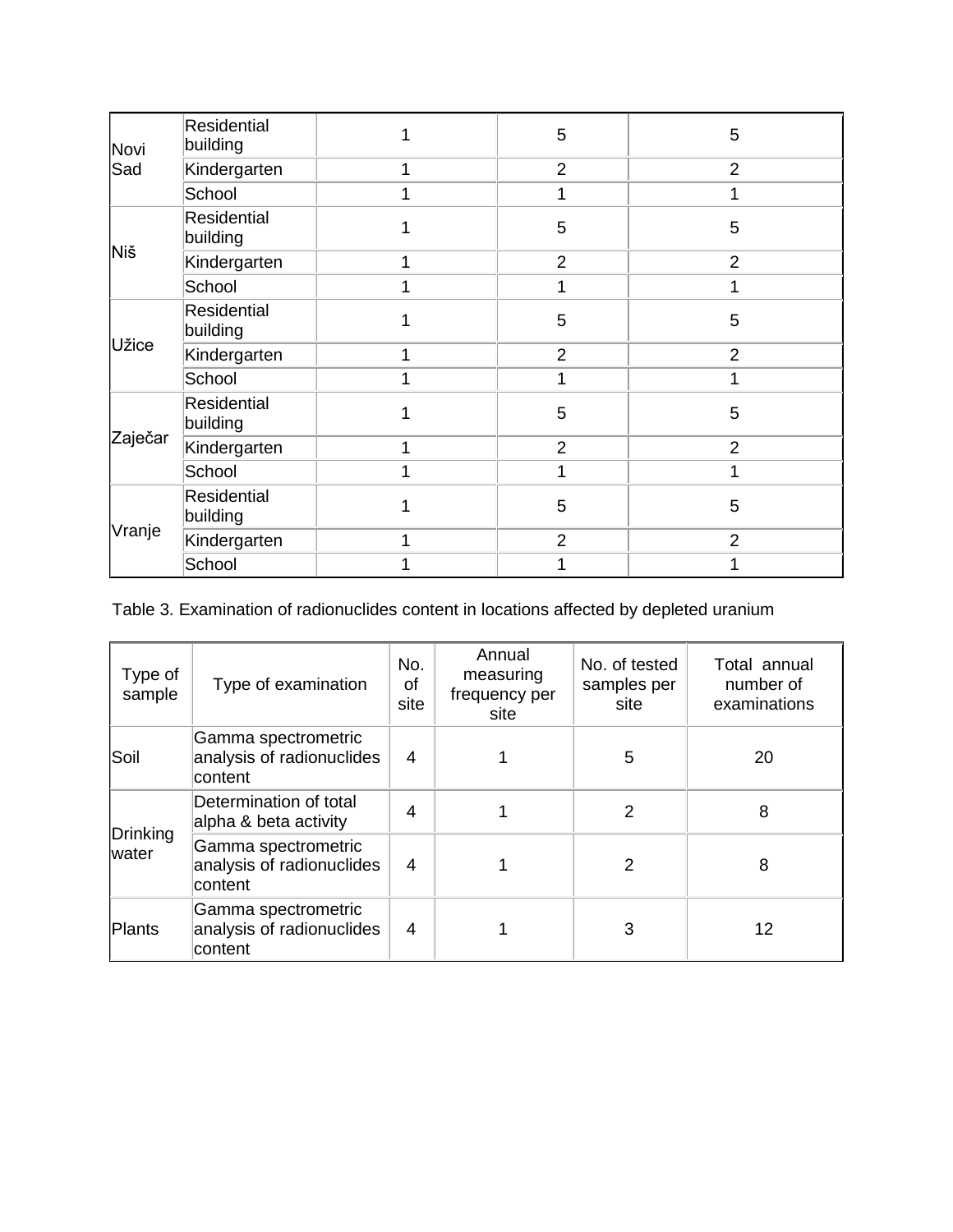| | | | | |
|---|---|---|---|---|
| Novi Sad | Residential building | 1 | 5 | 5 |
| | Kindergarten | 1 | 2 | 2 |
| | School | 1 | 1 | 1 |
| Niš | Residential building | 1 | 5 | 5 |
| | Kindergarten | 1 | 2 | 2 |
| | School | 1 | 1 | 1 |
| Užice | Residential building | 1 | 5 | 5 |
| | Kindergarten | 1 | 2 | 2 |
| | School | 1 | 1 | 1 |
| Zaječar | Residential building | 1 | 5 | 5 |
| | Kindergarten | 1 | 2 | 2 |
| | School | 1 | 1 | 1 |
| Vranje | Residential building | 1 | 5 | 5 |
| | Kindergarten | 1 | 2 | 2 |
| | School | 1 | 1 | 1 |

Table 3. Examination of radionuclides content in locations affected by depleted uranium

| Type of sample | Type of examination | No. of site | Annual measuring frequency per site | No. of tested samples per site | Total annual number of examinations |
|---|---|---|---|---|---|
| Soil | Gamma spectrometric analysis of radionuclides content | 4 | 1 | 5 | 20 |
| Drinking water | Determination of total alpha & beta activity | 4 | 1 | 2 | 8 |
| | Gamma spectrometric analysis of radionuclides content | 4 | 1 | 2 | 8 |
| Plants | Gamma spectrometric analysis of radionuclides content | 4 | 1 | 3 | 12 |